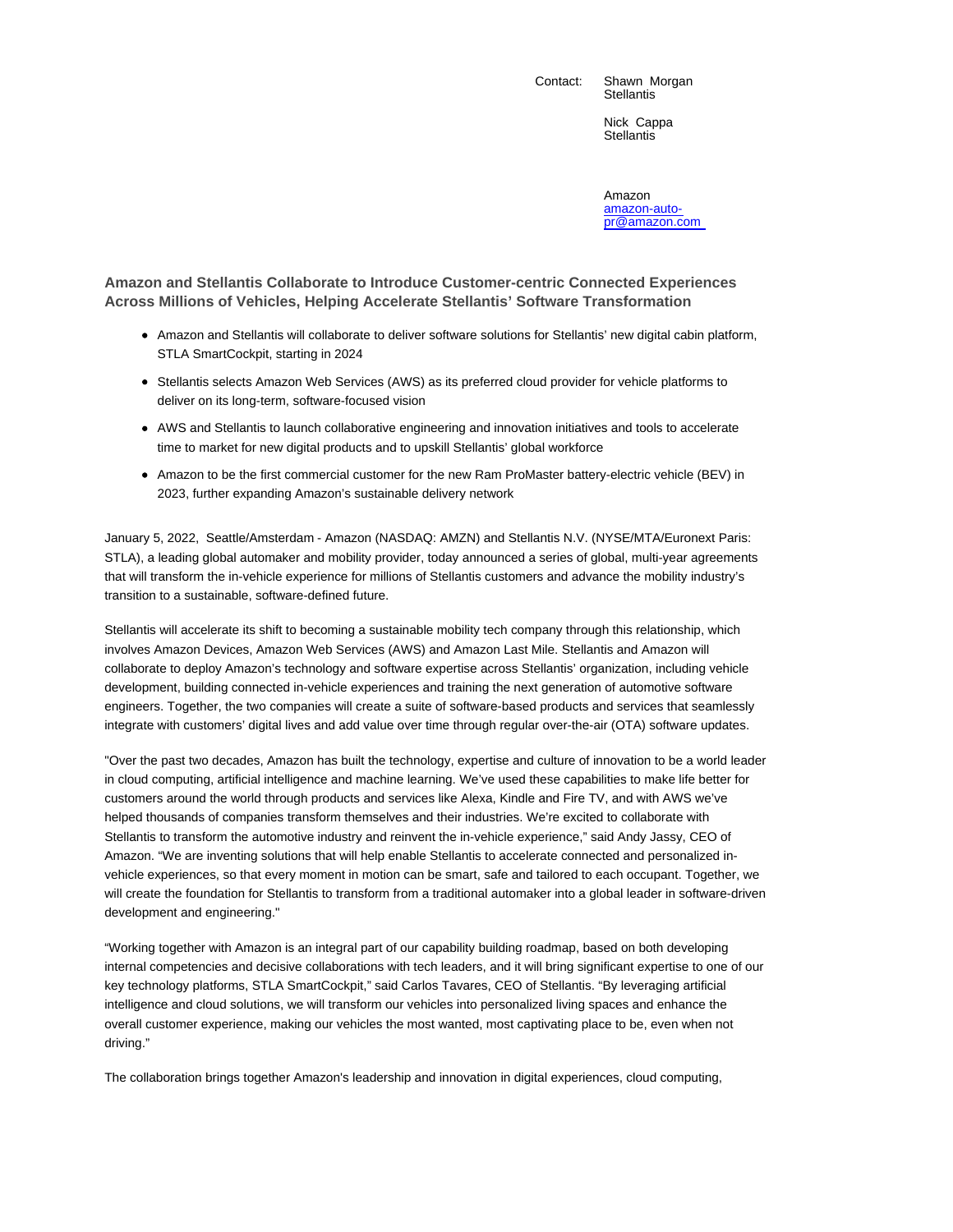Contact: Shawn Morgan
Stellantis

Nick Cappa
Stellantis

Amazon
amazon-auto-pr@amazon.com

## Amazon and Stellantis Collaborate to Introduce Customer-centric Connected Experiences Across Millions of Vehicles, Helping Accelerate Stellantis' Software Transformation

- Amazon and Stellantis will collaborate to deliver software solutions for Stellantis' new digital cabin platform, STLA SmartCockpit, starting in 2024
- Stellantis selects Amazon Web Services (AWS) as its preferred cloud provider for vehicle platforms to deliver on its long-term, software-focused vision
- AWS and Stellantis to launch collaborative engineering and innovation initiatives and tools to accelerate time to market for new digital products and to upskill Stellantis' global workforce
- Amazon to be the first commercial customer for the new Ram ProMaster battery-electric vehicle (BEV) in 2023, further expanding Amazon's sustainable delivery network

January 5, 2022, Seattle/Amsterdam - Amazon (NASDAQ: AMZN) and Stellantis N.V. (NYSE/MTA/Euronext Paris: STLA), a leading global automaker and mobility provider, today announced a series of global, multi-year agreements that will transform the in-vehicle experience for millions of Stellantis customers and advance the mobility industry's transition to a sustainable, software-defined future.

Stellantis will accelerate its shift to becoming a sustainable mobility tech company through this relationship, which involves Amazon Devices, Amazon Web Services (AWS) and Amazon Last Mile. Stellantis and Amazon will collaborate to deploy Amazon's technology and software expertise across Stellantis' organization, including vehicle development, building connected in-vehicle experiences and training the next generation of automotive software engineers. Together, the two companies will create a suite of software-based products and services that seamlessly integrate with customers' digital lives and add value over time through regular over-the-air (OTA) software updates.

"Over the past two decades, Amazon has built the technology, expertise and culture of innovation to be a world leader in cloud computing, artificial intelligence and machine learning. We've used these capabilities to make life better for customers around the world through products and services like Alexa, Kindle and Fire TV, and with AWS we've helped thousands of companies transform themselves and their industries. We're excited to collaborate with Stellantis to transform the automotive industry and reinvent the in-vehicle experience," said Andy Jassy, CEO of Amazon. "We are inventing solutions that will help enable Stellantis to accelerate connected and personalized in-vehicle experiences, so that every moment in motion can be smart, safe and tailored to each occupant. Together, we will create the foundation for Stellantis to transform from a traditional automaker into a global leader in software-driven development and engineering."

"Working together with Amazon is an integral part of our capability building roadmap, based on both developing internal competencies and decisive collaborations with tech leaders, and it will bring significant expertise to one of our key technology platforms, STLA SmartCockpit," said Carlos Tavares, CEO of Stellantis. "By leveraging artificial intelligence and cloud solutions, we will transform our vehicles into personalized living spaces and enhance the overall customer experience, making our vehicles the most wanted, most captivating place to be, even when not driving."

The collaboration brings together Amazon's leadership and innovation in digital experiences, cloud computing,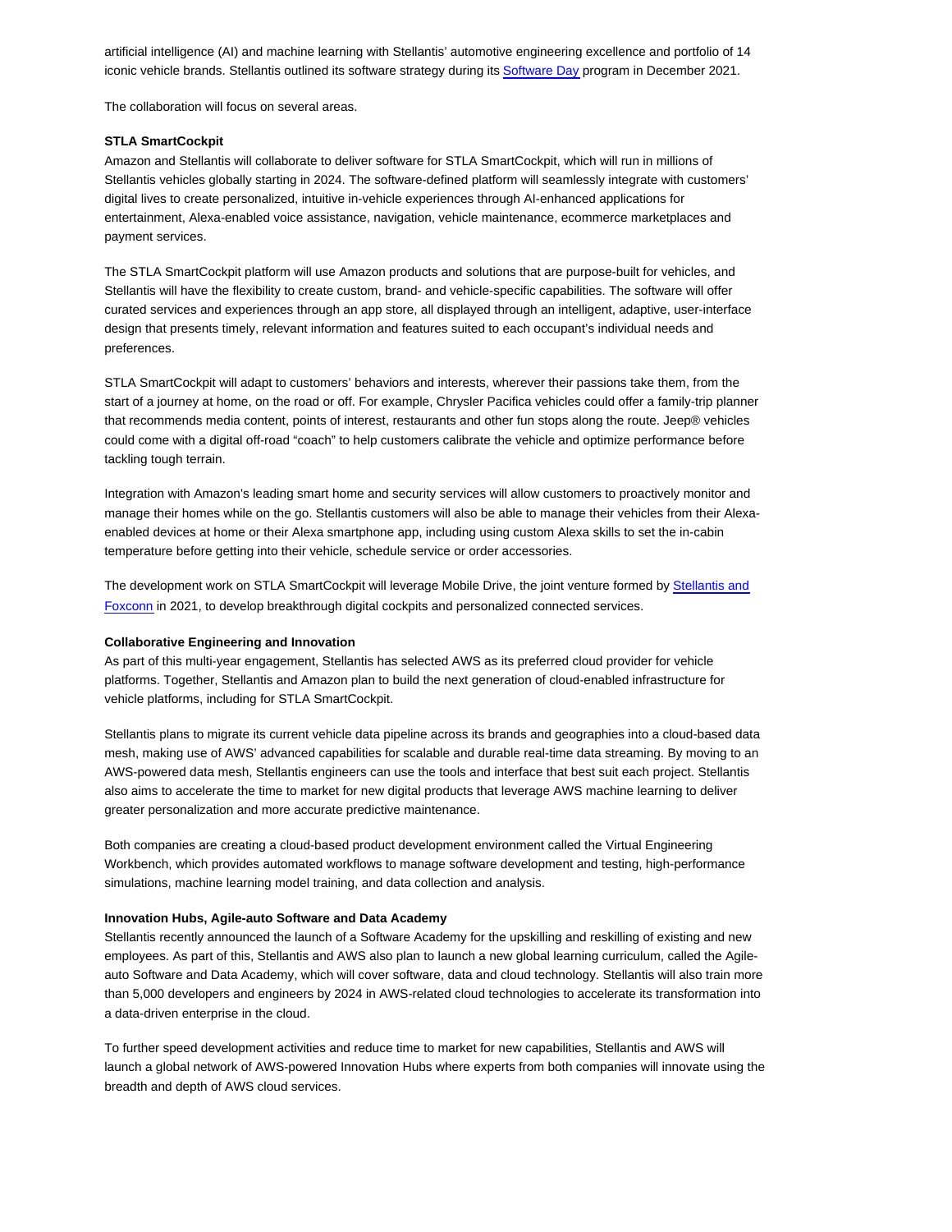artificial intelligence (AI) and machine learning with Stellantis' automotive engineering excellence and portfolio of 14 iconic vehicle brands. Stellantis outlined its software strategy during its Software Day program in December 2021.

The collaboration will focus on several areas.

**STLA SmartCockpit**

Amazon and Stellantis will collaborate to deliver software for STLA SmartCockpit, which will run in millions of Stellantis vehicles globally starting in 2024. The software-defined platform will seamlessly integrate with customers' digital lives to create personalized, intuitive in-vehicle experiences through AI-enhanced applications for entertainment, Alexa-enabled voice assistance, navigation, vehicle maintenance, ecommerce marketplaces and payment services.

The STLA SmartCockpit platform will use Amazon products and solutions that are purpose-built for vehicles, and Stellantis will have the flexibility to create custom, brand- and vehicle-specific capabilities. The software will offer curated services and experiences through an app store, all displayed through an intelligent, adaptive, user-interface design that presents timely, relevant information and features suited to each occupant's individual needs and preferences.

STLA SmartCockpit will adapt to customers' behaviors and interests, wherever their passions take them, from the start of a journey at home, on the road or off. For example, Chrysler Pacifica vehicles could offer a family-trip planner that recommends media content, points of interest, restaurants and other fun stops along the route. Jeep® vehicles could come with a digital off-road "coach" to help customers calibrate the vehicle and optimize performance before tackling tough terrain.

Integration with Amazon's leading smart home and security services will allow customers to proactively monitor and manage their homes while on the go. Stellantis customers will also be able to manage their vehicles from their Alexa-enabled devices at home or their Alexa smartphone app, including using custom Alexa skills to set the in-cabin temperature before getting into their vehicle, schedule service or order accessories.

The development work on STLA SmartCockpit will leverage Mobile Drive, the joint venture formed by Stellantis and Foxconn in 2021, to develop breakthrough digital cockpits and personalized connected services.

**Collaborative Engineering and Innovation**

As part of this multi-year engagement, Stellantis has selected AWS as its preferred cloud provider for vehicle platforms. Together, Stellantis and Amazon plan to build the next generation of cloud-enabled infrastructure for vehicle platforms, including for STLA SmartCockpit.

Stellantis plans to migrate its current vehicle data pipeline across its brands and geographies into a cloud-based data mesh, making use of AWS' advanced capabilities for scalable and durable real-time data streaming. By moving to an AWS-powered data mesh, Stellantis engineers can use the tools and interface that best suit each project. Stellantis also aims to accelerate the time to market for new digital products that leverage AWS machine learning to deliver greater personalization and more accurate predictive maintenance.

Both companies are creating a cloud-based product development environment called the Virtual Engineering Workbench, which provides automated workflows to manage software development and testing, high-performance simulations, machine learning model training, and data collection and analysis.

**Innovation Hubs, Agile-auto Software and Data Academy**

Stellantis recently announced the launch of a Software Academy for the upskilling and reskilling of existing and new employees. As part of this, Stellantis and AWS also plan to launch a new global learning curriculum, called the Agile-auto Software and Data Academy, which will cover software, data and cloud technology. Stellantis will also train more than 5,000 developers and engineers by 2024 in AWS-related cloud technologies to accelerate its transformation into a data-driven enterprise in the cloud.

To further speed development activities and reduce time to market for new capabilities, Stellantis and AWS will launch a global network of AWS-powered Innovation Hubs where experts from both companies will innovate using the breadth and depth of AWS cloud services.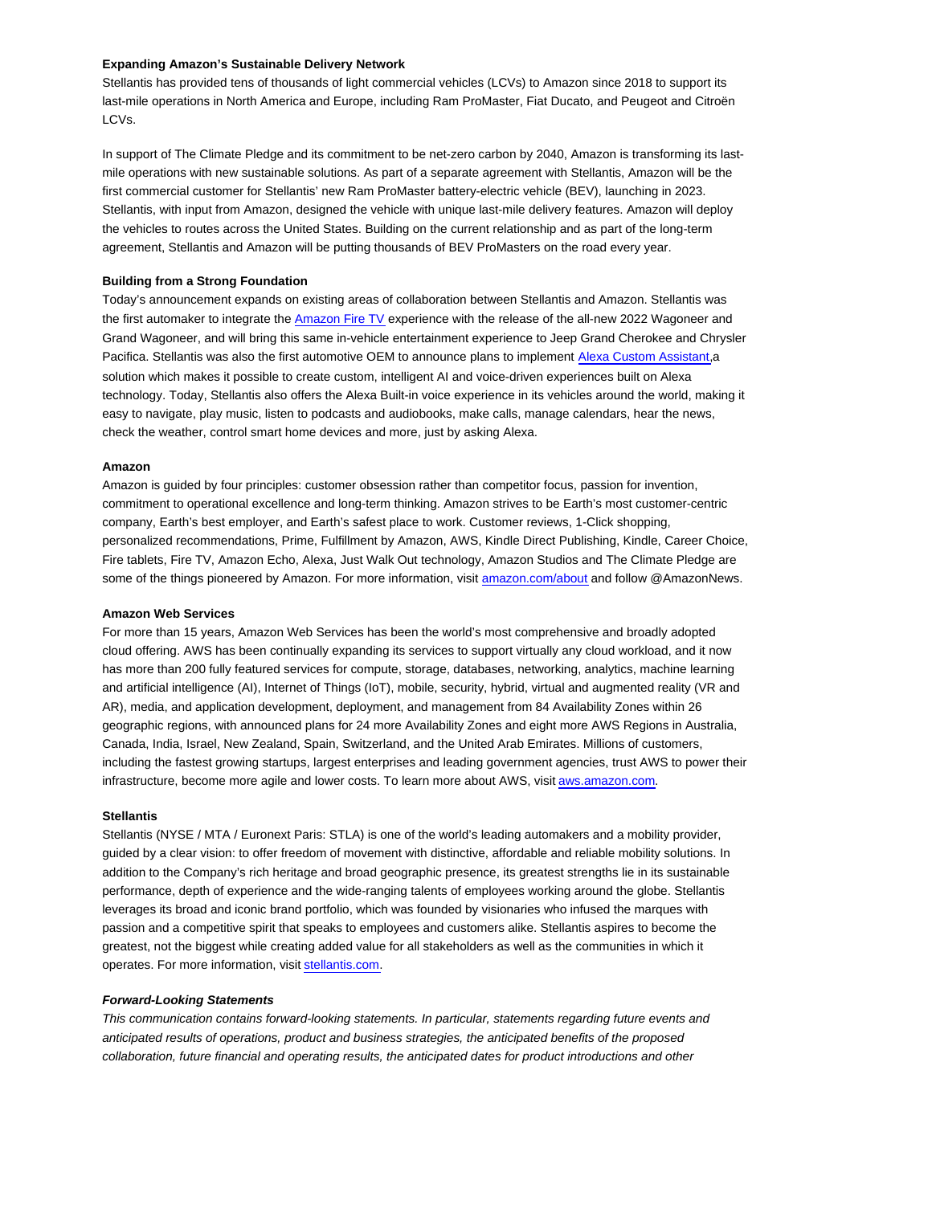**Expanding Amazon's Sustainable Delivery Network**

Stellantis has provided tens of thousands of light commercial vehicles (LCVs) to Amazon since 2018 to support its last-mile operations in North America and Europe, including Ram ProMaster, Fiat Ducato, and Peugeot and Citroën LCVs.

In support of The Climate Pledge and its commitment to be net-zero carbon by 2040, Amazon is transforming its last-mile operations with new sustainable solutions. As part of a separate agreement with Stellantis, Amazon will be the first commercial customer for Stellantis' new Ram ProMaster battery-electric vehicle (BEV), launching in 2023. Stellantis, with input from Amazon, designed the vehicle with unique last-mile delivery features. Amazon will deploy the vehicles to routes across the United States. Building on the current relationship and as part of the long-term agreement, Stellantis and Amazon will be putting thousands of BEV ProMasters on the road every year.

**Building from a Strong Foundation**

Today's announcement expands on existing areas of collaboration between Stellantis and Amazon. Stellantis was the first automaker to integrate the [Amazon Fire TV] experience with the release of the all-new 2022 Wagoneer and Grand Wagoneer, and will bring this same in-vehicle entertainment experience to Jeep Grand Cherokee and Chrysler Pacifica. Stellantis was also the first automotive OEM to announce plans to implement [Alexa Custom Assistant],a solution which makes it possible to create custom, intelligent AI and voice-driven experiences built on Alexa technology. Today, Stellantis also offers the Alexa Built-in voice experience in its vehicles around the world, making it easy to navigate, play music, listen to podcasts and audiobooks, make calls, manage calendars, hear the news, check the weather, control smart home devices and more, just by asking Alexa.

**Amazon**

Amazon is guided by four principles: customer obsession rather than competitor focus, passion for invention, commitment to operational excellence and long-term thinking. Amazon strives to be Earth's most customer-centric company, Earth's best employer, and Earth's safest place to work. Customer reviews, 1-Click shopping, personalized recommendations, Prime, Fulfillment by Amazon, AWS, Kindle Direct Publishing, Kindle, Career Choice, Fire tablets, Fire TV, Amazon Echo, Alexa, Just Walk Out technology, Amazon Studios and The Climate Pledge are some of the things pioneered by Amazon. For more information, visit amazon.com/about and follow @AmazonNews.

**Amazon Web Services**

For more than 15 years, Amazon Web Services has been the world's most comprehensive and broadly adopted cloud offering. AWS has been continually expanding its services to support virtually any cloud workload, and it now has more than 200 fully featured services for compute, storage, databases, networking, analytics, machine learning and artificial intelligence (AI), Internet of Things (IoT), mobile, security, hybrid, virtual and augmented reality (VR and AR), media, and application development, deployment, and management from 84 Availability Zones within 26 geographic regions, with announced plans for 24 more Availability Zones and eight more AWS Regions in Australia, Canada, India, Israel, New Zealand, Spain, Switzerland, and the United Arab Emirates. Millions of customers, including the fastest growing startups, largest enterprises and leading government agencies, trust AWS to power their infrastructure, become more agile and lower costs. To learn more about AWS, visit aws.amazon.com.

**Stellantis**

Stellantis (NYSE / MTA / Euronext Paris: STLA) is one of the world's leading automakers and a mobility provider, guided by a clear vision: to offer freedom of movement with distinctive, affordable and reliable mobility solutions. In addition to the Company's rich heritage and broad geographic presence, its greatest strengths lie in its sustainable performance, depth of experience and the wide-ranging talents of employees working around the globe. Stellantis leverages its broad and iconic brand portfolio, which was founded by visionaries who infused the marques with passion and a competitive spirit that speaks to employees and customers alike. Stellantis aspires to become the greatest, not the biggest while creating added value for all stakeholders as well as the communities in which it operates. For more information, visit stellantis.com.

***Forward-Looking Statements***

*This communication contains forward-looking statements. In particular, statements regarding future events and anticipated results of operations, product and business strategies, the anticipated benefits of the proposed collaboration, future financial and operating results, the anticipated dates for product introductions and other*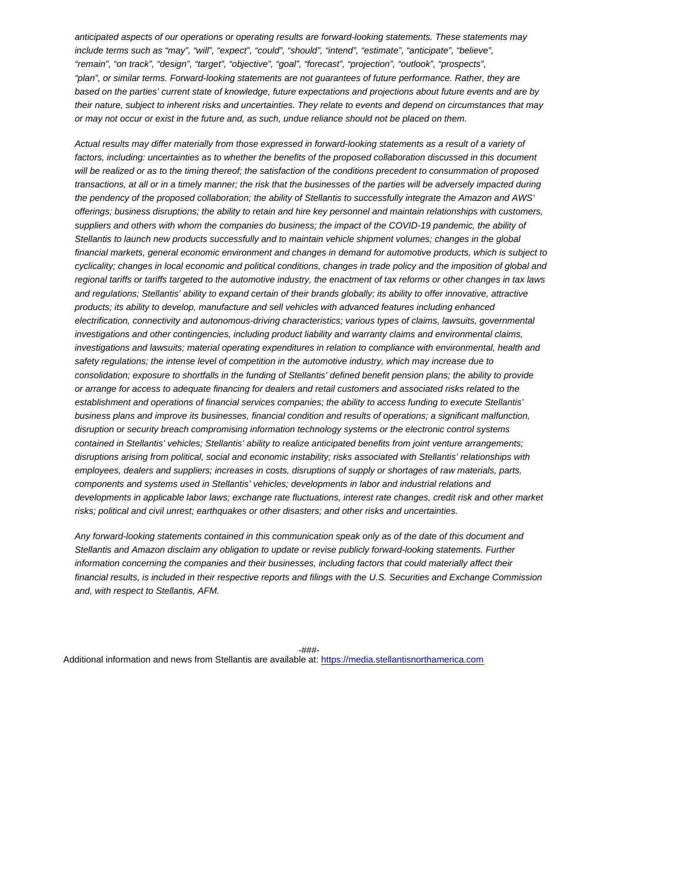*anticipated aspects of our operations or operating results are forward-looking statements. These statements may include terms such as "may", "will", "expect", "could", "should", "intend", "estimate", "anticipate", "believe", "remain", "on track", "design", "target", "objective", "goal", "forecast", "projection", "outlook", "prospects", "plan", or similar terms. Forward-looking statements are not guarantees of future performance. Rather, they are based on the parties' current state of knowledge, future expectations and projections about future events and are by their nature, subject to inherent risks and uncertainties. They relate to events and depend on circumstances that may or may not occur or exist in the future and, as such, undue reliance should not be placed on them.*

*Actual results may differ materially from those expressed in forward-looking statements as a result of a variety of factors, including: uncertainties as to whether the benefits of the proposed collaboration discussed in this document will be realized or as to the timing thereof; the satisfaction of the conditions precedent to consummation of proposed transactions, at all or in a timely manner; the risk that the businesses of the parties will be adversely impacted during the pendency of the proposed collaboration; the ability of Stellantis to successfully integrate the Amazon and AWS' offerings; business disruptions; the ability to retain and hire key personnel and maintain relationships with customers, suppliers and others with whom the companies do business; the impact of the COVID-19 pandemic, the ability of Stellantis to launch new products successfully and to maintain vehicle shipment volumes; changes in the global financial markets, general economic environment and changes in demand for automotive products, which is subject to cyclicality; changes in local economic and political conditions, changes in trade policy and the imposition of global and regional tariffs or tariffs targeted to the automotive industry, the enactment of tax reforms or other changes in tax laws and regulations; Stellantis' ability to expand certain of their brands globally; its ability to offer innovative, attractive products; its ability to develop, manufacture and sell vehicles with advanced features including enhanced electrification, connectivity and autonomous-driving characteristics; various types of claims, lawsuits, governmental investigations and other contingencies, including product liability and warranty claims and environmental claims, investigations and lawsuits; material operating expenditures in relation to compliance with environmental, health and safety regulations; the intense level of competition in the automotive industry, which may increase due to consolidation; exposure to shortfalls in the funding of Stellantis' defined benefit pension plans; the ability to provide or arrange for access to adequate financing for dealers and retail customers and associated risks related to the establishment and operations of financial services companies; the ability to access funding to execute Stellantis' business plans and improve its businesses, financial condition and results of operations; a significant malfunction, disruption or security breach compromising information technology systems or the electronic control systems contained in Stellantis' vehicles; Stellantis' ability to realize anticipated benefits from joint venture arrangements; disruptions arising from political, social and economic instability; risks associated with Stellantis' relationships with employees, dealers and suppliers; increases in costs, disruptions of supply or shortages of raw materials, parts, components and systems used in Stellantis' vehicles; developments in labor and industrial relations and developments in applicable labor laws; exchange rate fluctuations, interest rate changes, credit risk and other market risks; political and civil unrest; earthquakes or other disasters; and other risks and uncertainties.*

*Any forward-looking statements contained in this communication speak only as of the date of this document and Stellantis and Amazon disclaim any obligation to update or revise publicly forward-looking statements. Further information concerning the companies and their businesses, including factors that could materially affect their financial results, is included in their respective reports and filings with the U.S. Securities and Exchange Commission and, with respect to Stellantis, AFM.*

-###-

Additional information and news from Stellantis are available at: [https://media.stellantisnorthamerica.com](https://media.stellantisnorthamerica.com)